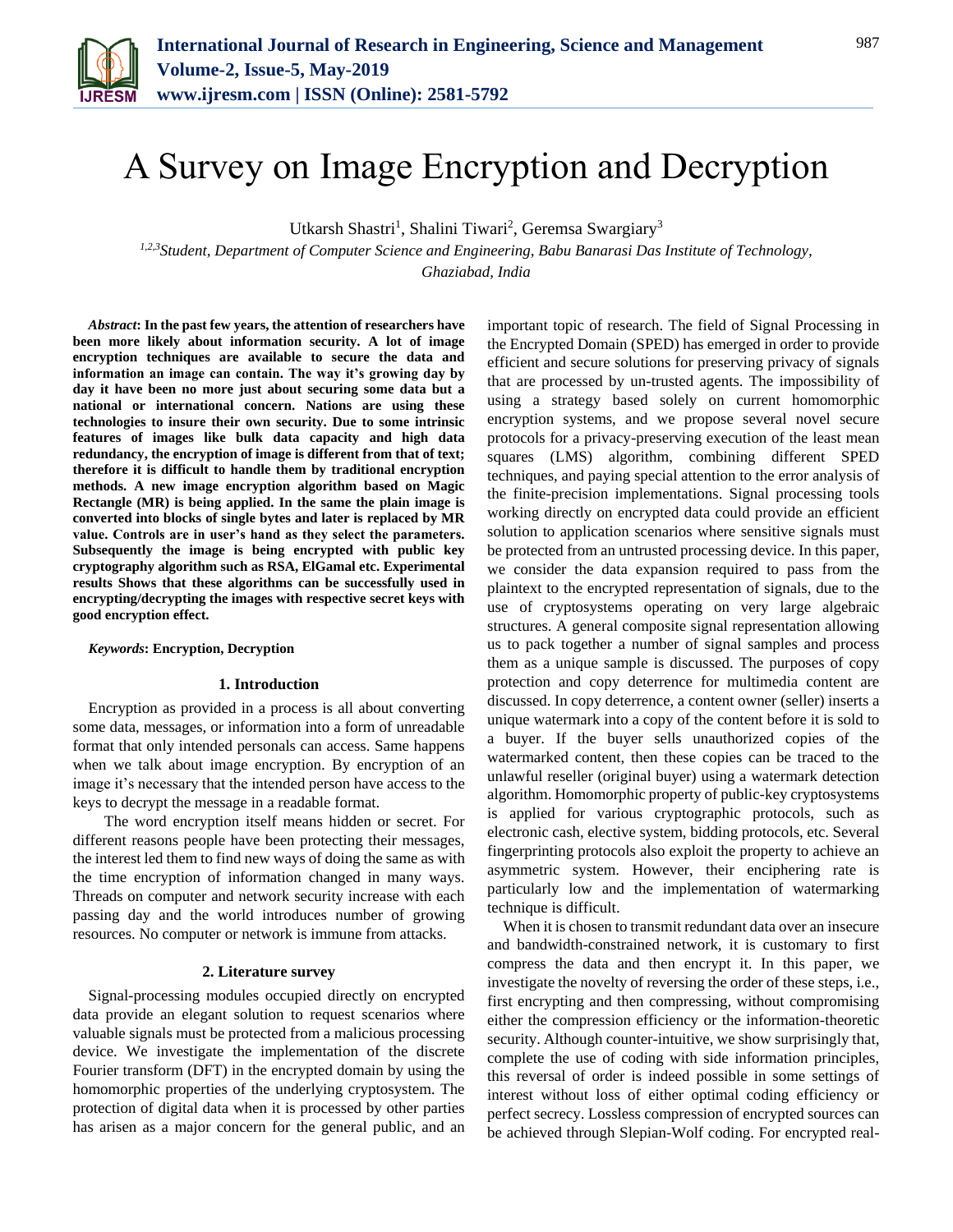# A Survey on Image Encryption and Decryption

Utkarsh Shastri[1], Shalini Tiwari[2], Geremsa Swargiary[3]

[1,2,3]*Student, Department of Computer Science and Engineering, Babu Banarasi Das Institute of Technology, Ghaziabad, India*

***Abstract*: In the past few years, the attention of researchers have been more likely about information security. A lot of image encryption techniques are available to secure the data and information an image can contain. The way it's growing day by day it have been no more just about securing some data but a national or international concern. Nations are using these technologies to insure their own security. Due to some intrinsic features of images like bulk data capacity and high data redundancy, the encryption of image is different from that of text; therefore it is difficult to handle them by traditional encryption methods. A new image encryption algorithm based on Magic Rectangle (MR) is being applied. In the same the plain image is converted into blocks of single bytes and later is replaced by MR value. Controls are in user's hand as they select the parameters. Subsequently the image is being encrypted with public key cryptography algorithm such as RSA, ElGamal etc. Experimental results Shows that these algorithms can be successfully used in encrypting/decrypting the images with respective secret keys with good encryption effect.**

***Keywords*: Encryption, Decryption**

## 1. Introduction

Encryption as provided in a process is all about converting some data, messages, or information into a form of unreadable format that only intended personals can access. Same happens when we talk about image encryption. By encryption of an image it's necessary that the intended person have access to the keys to decrypt the message in a readable format.

The word encryption itself means hidden or secret. For different reasons people have been protecting their messages, the interest led them to find new ways of doing the same as with the time encryption of information changed in many ways. Threads on computer and network security increase with each passing day and the world introduces number of growing resources. No computer or network is immune from attacks.

## 2. Literature survey

Signal-processing modules occupied directly on encrypted data provide an elegant solution to request scenarios where valuable signals must be protected from a malicious processing device. We investigate the implementation of the discrete Fourier transform (DFT) in the encrypted domain by using the homomorphic properties of the underlying cryptosystem. The protection of digital data when it is processed by other parties has arisen as a major concern for the general public, and an important topic of research. The field of Signal Processing in the Encrypted Domain (SPED) has emerged in order to provide efficient and secure solutions for preserving privacy of signals that are processed by un-trusted agents. The impossibility of using a strategy based solely on current homomorphic encryption systems, and we propose several novel secure protocols for a privacy-preserving execution of the least mean squares (LMS) algorithm, combining different SPED techniques, and paying special attention to the error analysis of the finite-precision implementations. Signal processing tools working directly on encrypted data could provide an efficient solution to application scenarios where sensitive signals must be protected from an untrusted processing device. In this paper, we consider the data expansion required to pass from the plaintext to the encrypted representation of signals, due to the use of cryptosystems operating on very large algebraic structures. A general composite signal representation allowing us to pack together a number of signal samples and process them as a unique sample is discussed. The purposes of copy protection and copy deterrence for multimedia content are discussed. In copy deterrence, a content owner (seller) inserts a unique watermark into a copy of the content before it is sold to a buyer. If the buyer sells unauthorized copies of the watermarked content, then these copies can be traced to the unlawful reseller (original buyer) using a watermark detection algorithm. Homomorphic property of public-key cryptosystems is applied for various cryptographic protocols, such as electronic cash, elective system, bidding protocols, etc. Several fingerprinting protocols also exploit the property to achieve an asymmetric system. However, their enciphering rate is particularly low and the implementation of watermarking technique is difficult.

When it is chosen to transmit redundant data over an insecure and bandwidth-constrained network, it is customary to first compress the data and then encrypt it. In this paper, we investigate the novelty of reversing the order of these steps, i.e., first encrypting and then compressing, without compromising either the compression efficiency or the information-theoretic security. Although counter-intuitive, we show surprisingly that, complete the use of coding with side information principles, this reversal of order is indeed possible in some settings of interest without loss of either optimal coding efficiency or perfect secrecy. Lossless compression of encrypted sources can be achieved through Slepian-Wolf coding. For encrypted real-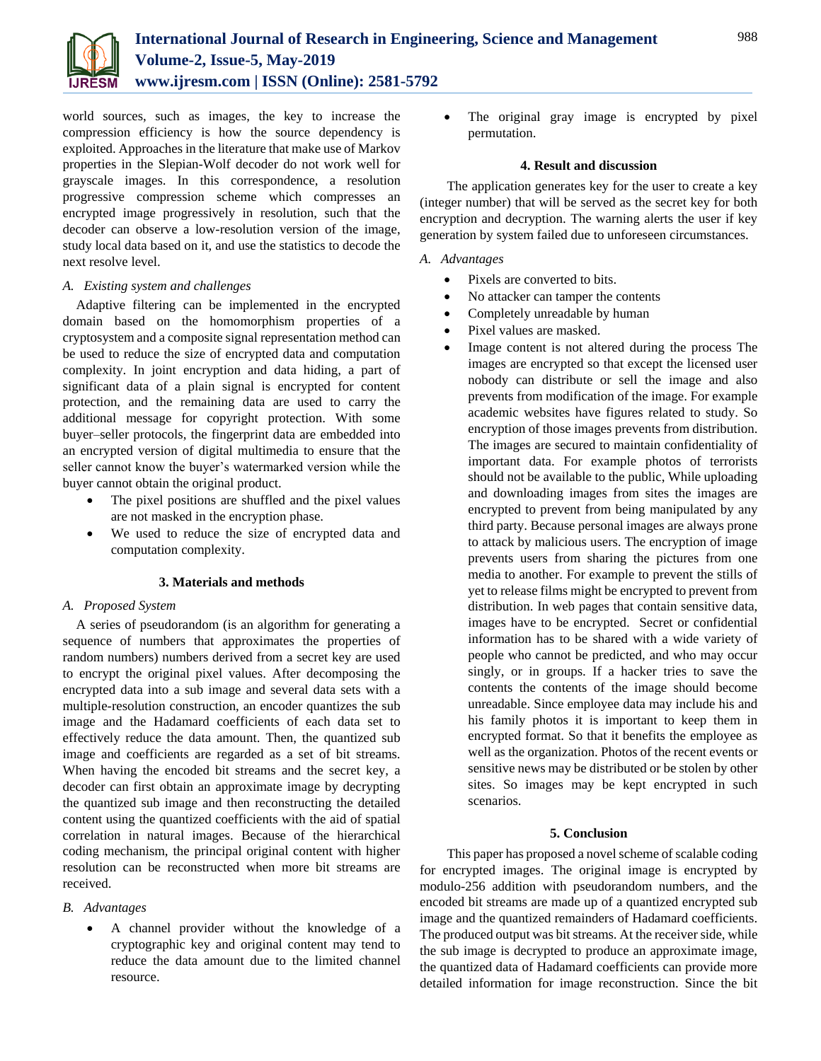world sources, such as images, the key to increase the compression efficiency is how the source dependency is exploited. Approaches in the literature that make use of Markov properties in the Slepian-Wolf decoder do not work well for grayscale images. In this correspondence, a resolution progressive compression scheme which compresses an encrypted image progressively in resolution, such that the decoder can observe a low-resolution version of the image, study local data based on it, and use the statistics to decode the next resolve level.

### *A. Existing system and challenges*

Adaptive filtering can be implemented in the encrypted domain based on the homomorphism properties of a cryptosystem and a composite signal representation method can be used to reduce the size of encrypted data and computation complexity. In joint encryption and data hiding, a part of significant data of a plain signal is encrypted for content protection, and the remaining data are used to carry the additional message for copyright protection. With some buyer–seller protocols, the fingerprint data are embedded into an encrypted version of digital multimedia to ensure that the seller cannot know the buyer's watermarked version while the buyer cannot obtain the original product.

- The pixel positions are shuffled and the pixel values are not masked in the encryption phase.
- We used to reduce the size of encrypted data and computation complexity.

## 3. Materials and methods

### *A. Proposed System*

A series of pseudorandom (is an algorithm for generating a sequence of numbers that approximates the properties of random numbers) numbers derived from a secret key are used to encrypt the original pixel values. After decomposing the encrypted data into a sub image and several data sets with a multiple-resolution construction, an encoder quantizes the sub image and the Hadamard coefficients of each data set to effectively reduce the data amount. Then, the quantized sub image and coefficients are regarded as a set of bit streams. When having the encoded bit streams and the secret key, a decoder can first obtain an approximate image by decrypting the quantized sub image and then reconstructing the detailed content using the quantized coefficients with the aid of spatial correlation in natural images. Because of the hierarchical coding mechanism, the principal original content with higher resolution can be reconstructed when more bit streams are received.

### *B. Advantages*

- A channel provider without the knowledge of a cryptographic key and original content may tend to reduce the data amount due to the limited channel resource.
- The original gray image is encrypted by pixel permutation.

## 4. Result and discussion

The application generates key for the user to create a key (integer number) that will be served as the secret key for both encryption and decryption. The warning alerts the user if key generation by system failed due to unforeseen circumstances.

### *A. Advantages*

- Pixels are converted to bits.
- No attacker can tamper the contents
- Completely unreadable by human
- Pixel values are masked.
- Image content is not altered during the process The images are encrypted so that except the licensed user nobody can distribute or sell the image and also prevents from modification of the image. For example academic websites have figures related to study. So encryption of those images prevents from distribution. The images are secured to maintain confidentiality of important data. For example photos of terrorists should not be available to the public, While uploading and downloading images from sites the images are encrypted to prevent from being manipulated by any third party. Because personal images are always prone to attack by malicious users. The encryption of image prevents users from sharing the pictures from one media to another. For example to prevent the stills of yet to release films might be encrypted to prevent from distribution. In web pages that contain sensitive data, images have to be encrypted. Secret or confidential information has to be shared with a wide variety of people who cannot be predicted, and who may occur singly, or in groups. If a hacker tries to save the contents the contents of the image should become unreadable. Since employee data may include his and his family photos it is important to keep them in encrypted format. So that it benefits the employee as well as the organization. Photos of the recent events or sensitive news may be distributed or be stolen by other sites. So images may be kept encrypted in such scenarios.

## 5. Conclusion

This paper has proposed a novel scheme of scalable coding for encrypted images. The original image is encrypted by modulo-256 addition with pseudorandom numbers, and the encoded bit streams are made up of a quantized encrypted sub image and the quantized remainders of Hadamard coefficients. The produced output was bit streams. At the receiver side, while the sub image is decrypted to produce an approximate image, the quantized data of Hadamard coefficients can provide more detailed information for image reconstruction. Since the bit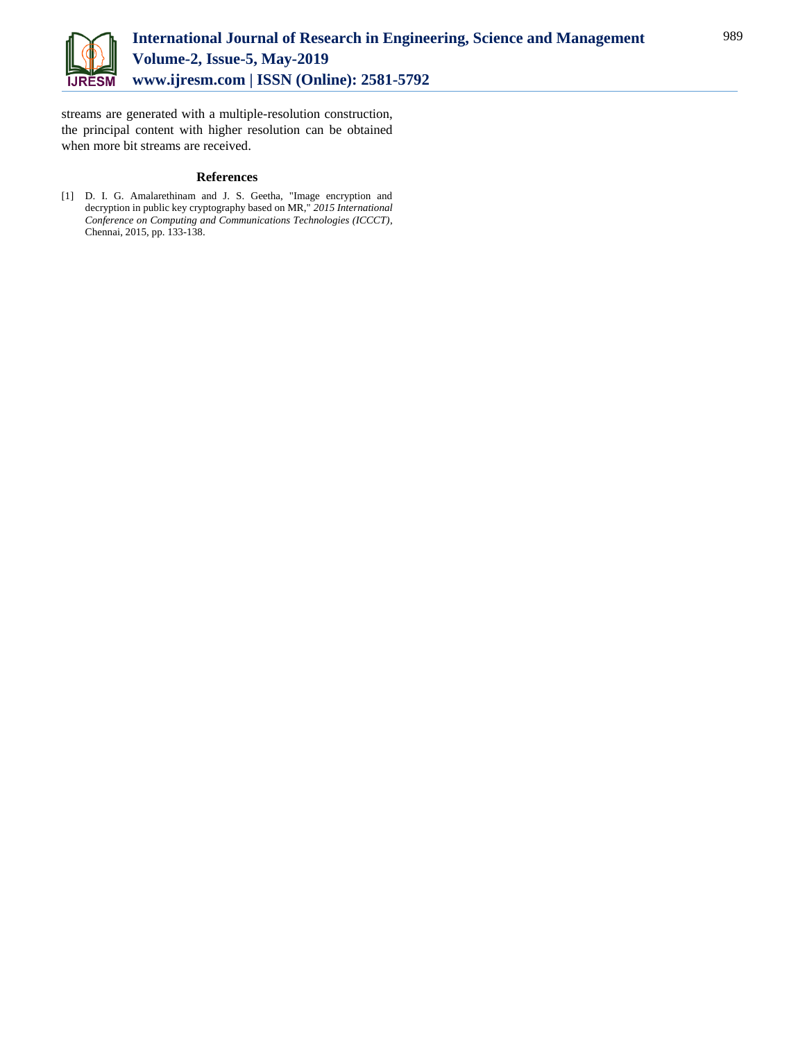streams are generated with a multiple-resolution construction, the principal content with higher resolution can be obtained when more bit streams are received.

## References

[1] D. I. G. Amalarethinam and J. S. Geetha, "Image encryption and decryption in public key cryptography based on MR," *2015 International Conference on Computing and Communications Technologies (ICCCT)*, Chennai, 2015, pp. 133-138.